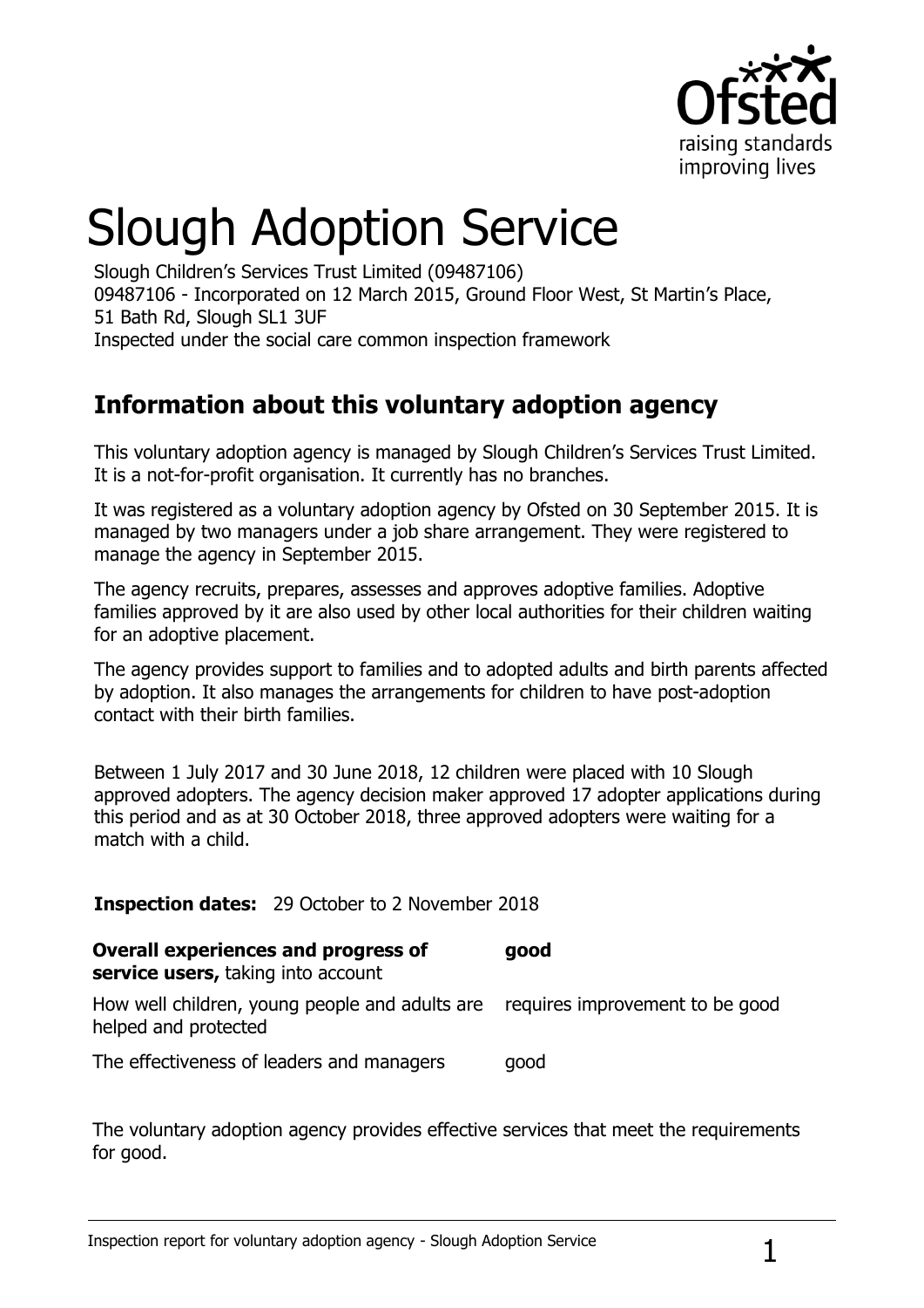# Slough Adoption Service

Slough Children's Services Trust Limited (09487106)
09487106 - Incorporated on 12 March 2015, Ground Floor West, St Martin's Place, 51 Bath Rd, Slough SL1 3UF
Inspected under the social care common inspection framework

## Information about this voluntary adoption agency

This voluntary adoption agency is managed by Slough Children's Services Trust Limited. It is a not-for-profit organisation. It currently has no branches.

It was registered as a voluntary adoption agency by Ofsted on 30 September 2015. It is managed by two managers under a job share arrangement. They were registered to manage the agency in September 2015.

The agency recruits, prepares, assesses and approves adoptive families. Adoptive families approved by it are also used by other local authorities for their children waiting for an adoptive placement.

The agency provides support to families and to adopted adults and birth parents affected by adoption. It also manages the arrangements for children to have post-adoption contact with their birth families.

Between 1 July 2017 and 30 June 2018, 12 children were placed with 10 Slough approved adopters. The agency decision maker approved 17 adopter applications during this period and as at 30 October 2018, three approved adopters were waiting for a match with a child.

**Inspection dates:** 29 October to 2 November 2018

| | |
|---|---|
| **Overall experiences and progress of service users,** taking into account | **good** |
| How well children, young people and adults are helped and protected | requires improvement to be good |
| The effectiveness of leaders and managers | good |

The voluntary adoption agency provides effective services that meet the requirements for good.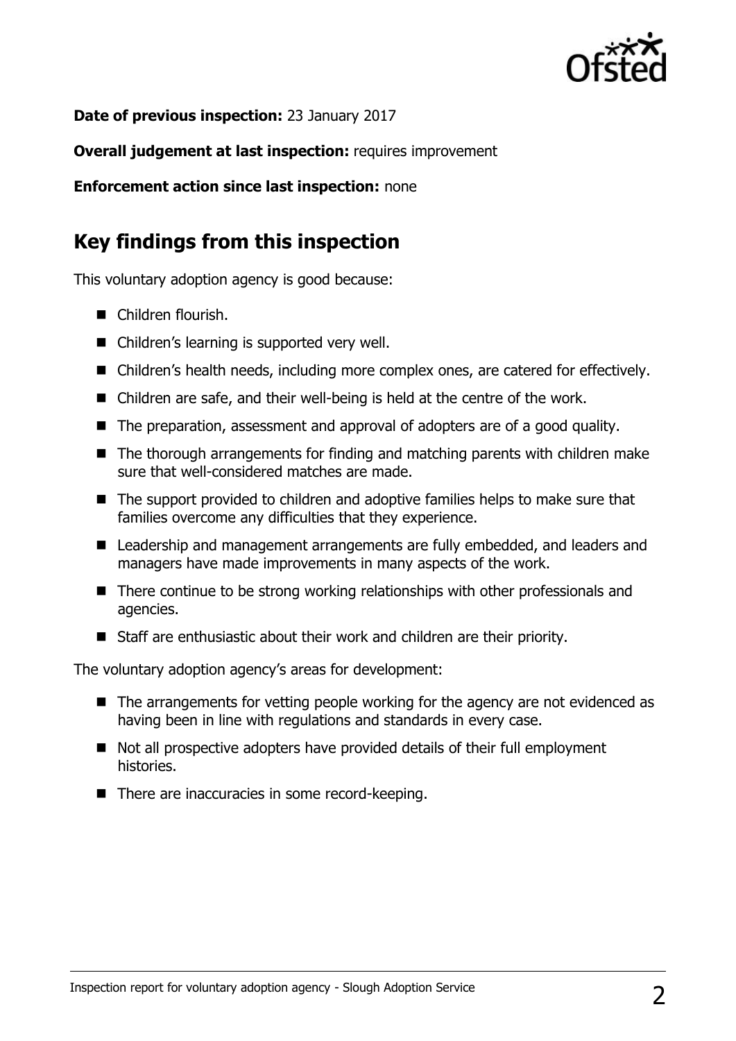**Date of previous inspection:** 23 January 2017

**Overall judgement at last inspection:** requires improvement

**Enforcement action since last inspection:** none

## Key findings from this inspection

This voluntary adoption agency is good because:

- Children flourish.
- Children's learning is supported very well.
- Children's health needs, including more complex ones, are catered for effectively.
- Children are safe, and their well-being is held at the centre of the work.
- The preparation, assessment and approval of adopters are of a good quality.
- The thorough arrangements for finding and matching parents with children make sure that well-considered matches are made.
- The support provided to children and adoptive families helps to make sure that families overcome any difficulties that they experience.
- Leadership and management arrangements are fully embedded, and leaders and managers have made improvements in many aspects of the work.
- There continue to be strong working relationships with other professionals and agencies.
- Staff are enthusiastic about their work and children are their priority.

The voluntary adoption agency's areas for development:

- The arrangements for vetting people working for the agency are not evidenced as having been in line with regulations and standards in every case.
- Not all prospective adopters have provided details of their full employment histories.
- There are inaccuracies in some record-keeping.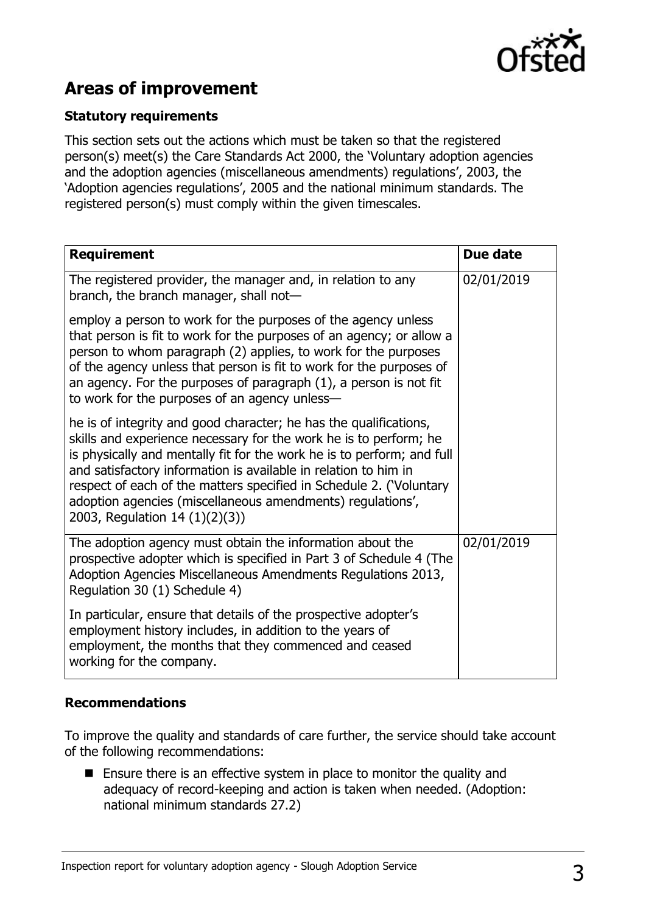## Areas of improvement

### Statutory requirements

This section sets out the actions which must be taken so that the registered person(s) meet(s) the Care Standards Act 2000, the 'Voluntary adoption agencies and the adoption agencies (miscellaneous amendments) regulations', 2003, the 'Adoption agencies regulations', 2005 and the national minimum standards. The registered person(s) must comply within the given timescales.

| Requirement | Due date |
|---|---|
| The registered provider, the manager and, in relation to any branch, the branch manager, shall not—<br><br>employ a person to work for the purposes of the agency unless that person is fit to work for the purposes of an agency; or allow a person to whom paragraph (2) applies, to work for the purposes of the agency unless that person is fit to work for the purposes of an agency. For the purposes of paragraph (1), a person is not fit to work for the purposes of an agency unless—<br><br>he is of integrity and good character; he has the qualifications, skills and experience necessary for the work he is to perform; he is physically and mentally fit for the work he is to perform; and full and satisfactory information is available in relation to him in respect of each of the matters specified in Schedule 2. ('Voluntary adoption agencies (miscellaneous amendments) regulations', 2003, Regulation 14 (1)(2)(3)) | 02/01/2019 |
| The adoption agency must obtain the information about the prospective adopter which is specified in Part 3 of Schedule 4 (The Adoption Agencies Miscellaneous Amendments Regulations 2013, Regulation 30 (1) Schedule 4)<br><br>In particular, ensure that details of the prospective adopter's employment history includes, in addition to the years of employment, the months that they commenced and ceased working for the company. | 02/01/2019 |

### Recommendations

To improve the quality and standards of care further, the service should take account of the following recommendations:

- Ensure there is an effective system in place to monitor the quality and adequacy of record-keeping and action is taken when needed. (Adoption: national minimum standards 27.2)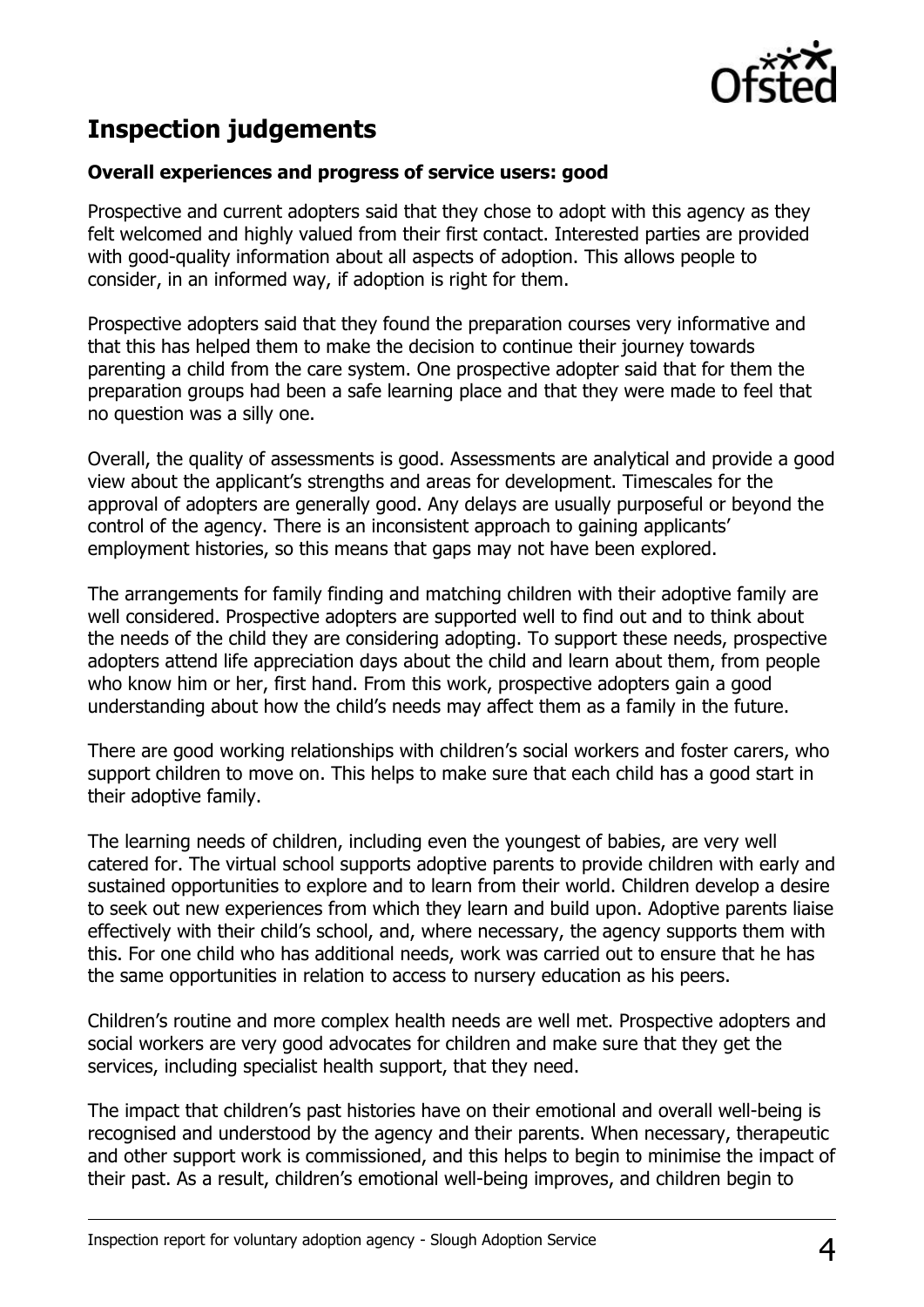## Inspection judgements

**Overall experiences and progress of service users: good**

Prospective and current adopters said that they chose to adopt with this agency as they felt welcomed and highly valued from their first contact. Interested parties are provided with good-quality information about all aspects of adoption. This allows people to consider, in an informed way, if adoption is right for them.

Prospective adopters said that they found the preparation courses very informative and that this has helped them to make the decision to continue their journey towards parenting a child from the care system. One prospective adopter said that for them the preparation groups had been a safe learning place and that they were made to feel that no question was a silly one.

Overall, the quality of assessments is good. Assessments are analytical and provide a good view about the applicant's strengths and areas for development. Timescales for the approval of adopters are generally good. Any delays are usually purposeful or beyond the control of the agency. There is an inconsistent approach to gaining applicants' employment histories, so this means that gaps may not have been explored.

The arrangements for family finding and matching children with their adoptive family are well considered. Prospective adopters are supported well to find out and to think about the needs of the child they are considering adopting. To support these needs, prospective adopters attend life appreciation days about the child and learn about them, from people who know him or her, first hand. From this work, prospective adopters gain a good understanding about how the child's needs may affect them as a family in the future.

There are good working relationships with children's social workers and foster carers, who support children to move on. This helps to make sure that each child has a good start in their adoptive family.

The learning needs of children, including even the youngest of babies, are very well catered for. The virtual school supports adoptive parents to provide children with early and sustained opportunities to explore and to learn from their world. Children develop a desire to seek out new experiences from which they learn and build upon. Adoptive parents liaise effectively with their child's school, and, where necessary, the agency supports them with this. For one child who has additional needs, work was carried out to ensure that he has the same opportunities in relation to access to nursery education as his peers.

Children's routine and more complex health needs are well met. Prospective adopters and social workers are very good advocates for children and make sure that they get the services, including specialist health support, that they need.

The impact that children's past histories have on their emotional and overall well-being is recognised and understood by the agency and their parents. When necessary, therapeutic and other support work is commissioned, and this helps to begin to minimise the impact of their past. As a result, children's emotional well-being improves, and children begin to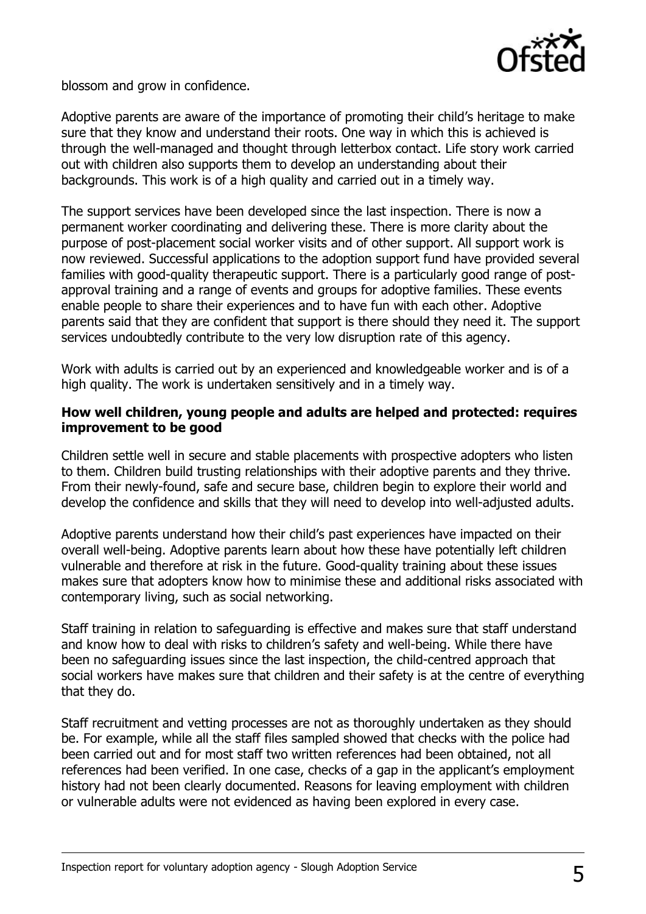blossom and grow in confidence.

Adoptive parents are aware of the importance of promoting their child's heritage to make sure that they know and understand their roots. One way in which this is achieved is through the well-managed and thought through letterbox contact. Life story work carried out with children also supports them to develop an understanding about their backgrounds. This work is of a high quality and carried out in a timely way.

The support services have been developed since the last inspection. There is now a permanent worker coordinating and delivering these. There is more clarity about the purpose of post-placement social worker visits and of other support. All support work is now reviewed. Successful applications to the adoption support fund have provided several families with good-quality therapeutic support. There is a particularly good range of post-approval training and a range of events and groups for adoptive families. These events enable people to share their experiences and to have fun with each other. Adoptive parents said that they are confident that support is there should they need it. The support services undoubtedly contribute to the very low disruption rate of this agency.

Work with adults is carried out by an experienced and knowledgeable worker and is of a high quality. The work is undertaken sensitively and in a timely way.

**How well children, young people and adults are helped and protected: requires improvement to be good**

Children settle well in secure and stable placements with prospective adopters who listen to them. Children build trusting relationships with their adoptive parents and they thrive. From their newly-found, safe and secure base, children begin to explore their world and develop the confidence and skills that they will need to develop into well-adjusted adults.

Adoptive parents understand how their child's past experiences have impacted on their overall well-being. Adoptive parents learn about how these have potentially left children vulnerable and therefore at risk in the future. Good-quality training about these issues makes sure that adopters know how to minimise these and additional risks associated with contemporary living, such as social networking.

Staff training in relation to safeguarding is effective and makes sure that staff understand and know how to deal with risks to children's safety and well-being. While there have been no safeguarding issues since the last inspection, the child-centred approach that social workers have makes sure that children and their safety is at the centre of everything that they do.

Staff recruitment and vetting processes are not as thoroughly undertaken as they should be. For example, while all the staff files sampled showed that checks with the police had been carried out and for most staff two written references had been obtained, not all references had been verified. In one case, checks of a gap in the applicant's employment history had not been clearly documented. Reasons for leaving employment with children or vulnerable adults were not evidenced as having been explored in every case.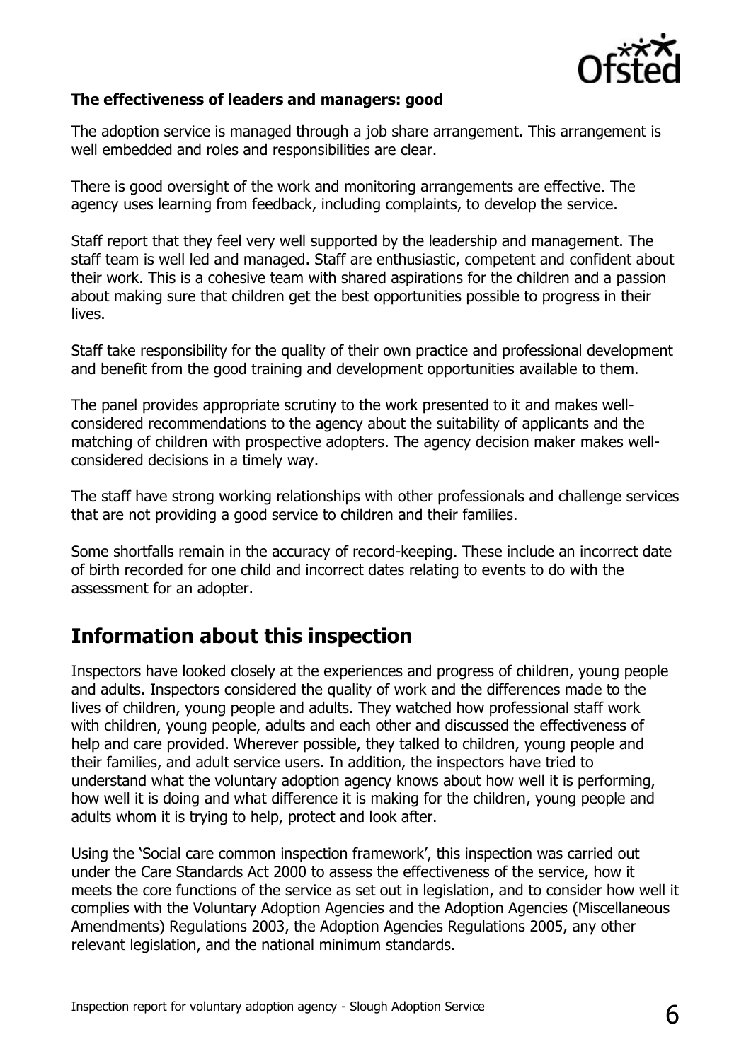**The effectiveness of leaders and managers: good**

The adoption service is managed through a job share arrangement. This arrangement is well embedded and roles and responsibilities are clear.

There is good oversight of the work and monitoring arrangements are effective. The agency uses learning from feedback, including complaints, to develop the service.

Staff report that they feel very well supported by the leadership and management. The staff team is well led and managed. Staff are enthusiastic, competent and confident about their work. This is a cohesive team with shared aspirations for the children and a passion about making sure that children get the best opportunities possible to progress in their lives.

Staff take responsibility for the quality of their own practice and professional development and benefit from the good training and development opportunities available to them.

The panel provides appropriate scrutiny to the work presented to it and makes well-considered recommendations to the agency about the suitability of applicants and the matching of children with prospective adopters. The agency decision maker makes well-considered decisions in a timely way.

The staff have strong working relationships with other professionals and challenge services that are not providing a good service to children and their families.

Some shortfalls remain in the accuracy of record-keeping. These include an incorrect date of birth recorded for one child and incorrect dates relating to events to do with the assessment for an adopter.

## Information about this inspection

Inspectors have looked closely at the experiences and progress of children, young people and adults. Inspectors considered the quality of work and the differences made to the lives of children, young people and adults. They watched how professional staff work with children, young people, adults and each other and discussed the effectiveness of help and care provided. Wherever possible, they talked to children, young people and their families, and adult service users. In addition, the inspectors have tried to understand what the voluntary adoption agency knows about how well it is performing, how well it is doing and what difference it is making for the children, young people and adults whom it is trying to help, protect and look after.

Using the 'Social care common inspection framework', this inspection was carried out under the Care Standards Act 2000 to assess the effectiveness of the service, how it meets the core functions of the service as set out in legislation, and to consider how well it complies with the Voluntary Adoption Agencies and the Adoption Agencies (Miscellaneous Amendments) Regulations 2003, the Adoption Agencies Regulations 2005, any other relevant legislation, and the national minimum standards.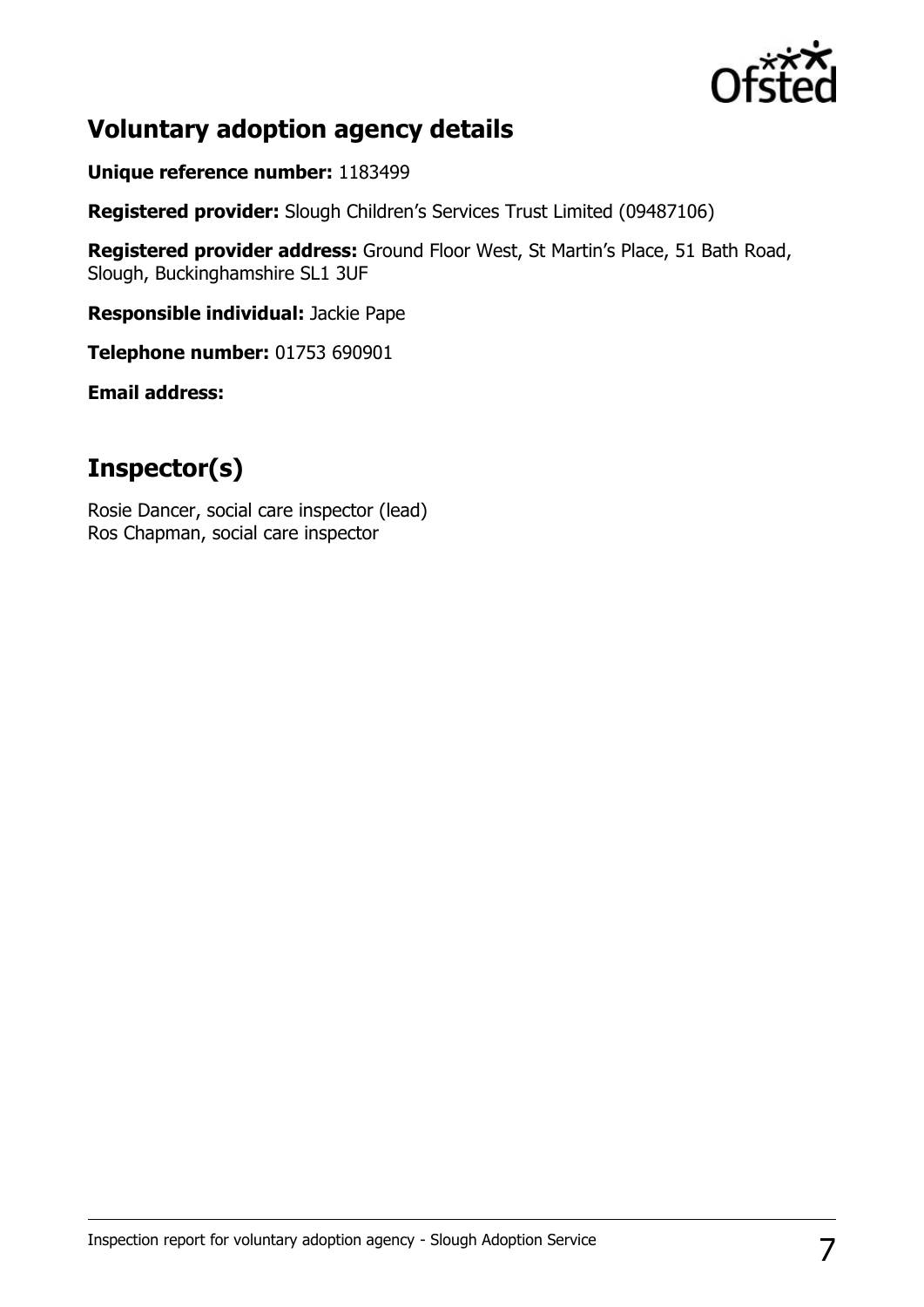## Voluntary adoption agency details

**Unique reference number:** 1183499

**Registered provider:** Slough Children's Services Trust Limited (09487106)

**Registered provider address:** Ground Floor West, St Martin's Place, 51 Bath Road, Slough, Buckinghamshire SL1 3UF

**Responsible individual:** Jackie Pape

**Telephone number:** 01753 690901

**Email address:**

## Inspector(s)

Rosie Dancer, social care inspector (lead)
Ros Chapman, social care inspector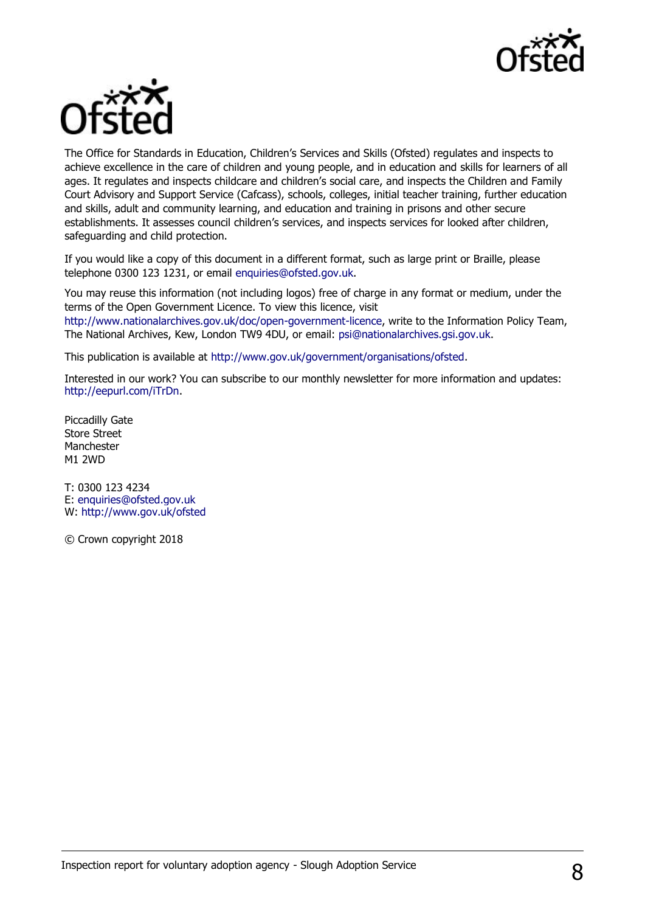The Office for Standards in Education, Children's Services and Skills (Ofsted) regulates and inspects to achieve excellence in the care of children and young people, and in education and skills for learners of all ages. It regulates and inspects childcare and children's social care, and inspects the Children and Family Court Advisory and Support Service (Cafcass), schools, colleges, initial teacher training, further education and skills, adult and community learning, and education and training in prisons and other secure establishments. It assesses council children's services, and inspects services for looked after children, safeguarding and child protection.

If you would like a copy of this document in a different format, such as large print or Braille, please telephone 0300 123 1231, or email enquiries@ofsted.gov.uk.

You may reuse this information (not including logos) free of charge in any format or medium, under the terms of the Open Government Licence. To view this licence, visit http://www.nationalarchives.gov.uk/doc/open-government-licence, write to the Information Policy Team, The National Archives, Kew, London TW9 4DU, or email: psi@nationalarchives.gsi.gov.uk.

This publication is available at http://www.gov.uk/government/organisations/ofsted.

Interested in our work? You can subscribe to our monthly newsletter for more information and updates: http://eepurl.com/iTrDn.

Piccadilly Gate
Store Street
Manchester
M1 2WD

T: 0300 123 4234
E: enquiries@ofsted.gov.uk
W: http://www.gov.uk/ofsted

© Crown copyright 2018